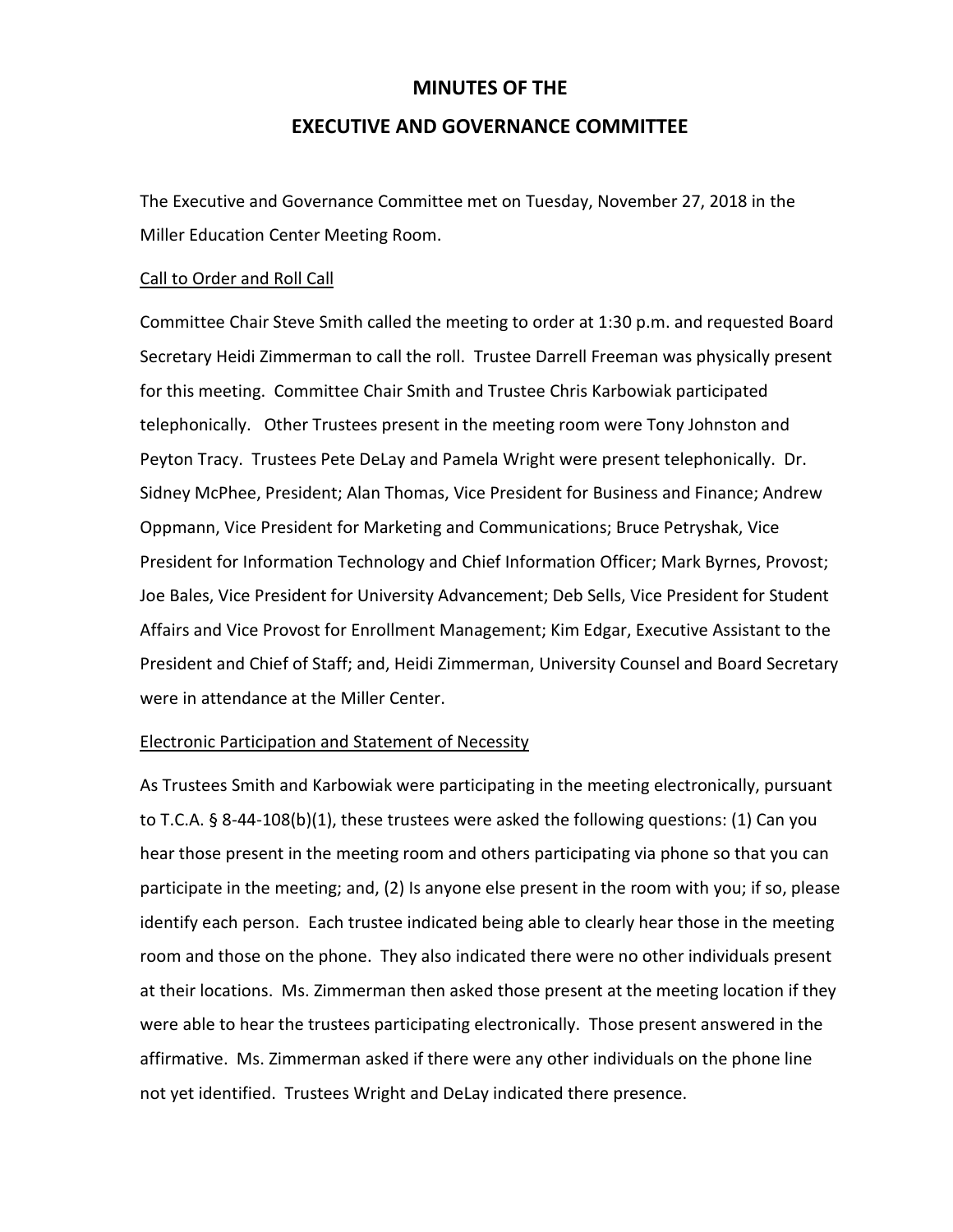# MINUTES OF THE

# EXECUTIVE AND GOVERNANCE COMMITTEE

The Executive and Governance Committee met on Tuesday, November 27, 2018 in the Miller Education Center Meeting Room.

## Call to Order and Roll Call

Committee Chair Steve Smith called the meeting to order at 1:30 p.m. and requested Board Secretary Heidi Zimmerman to call the roll. Trustee Darrell Freeman was physically present for this meeting. Committee Chair Smith and Trustee Chris Karbowiak participated telephonically. Other Trustees present in the meeting room were Tony Johnston and Peyton Tracy. Trustees Pete DeLay and Pamela Wright were present telephonically. Dr. Sidney McPhee, President; Alan Thomas, Vice President for Business and Finance; Andrew Oppmann, Vice President for Marketing and Communications; Bruce Petryshak, Vice President for Information Technology and Chief Information Officer; Mark Byrnes, Provost; Joe Bales, Vice President for University Advancement; Deb Sells, Vice President for Student Affairs and Vice Provost for Enrollment Management; Kim Edgar, Executive Assistant to the President and Chief of Staff; and, Heidi Zimmerman, University Counsel and Board Secretary were in attendance at the Miller Center.

## Electronic Participation and Statement of Necessity

As Trustees Smith and Karbowiak were participating in the meeting electronically, pursuant to T.C.A. § 8-44-108(b)(1), these trustees were asked the following questions: (1) Can you hear those present in the meeting room and others participating via phone so that you can participate in the meeting; and, (2) Is anyone else present in the room with you; if so, please identify each person. Each trustee indicated being able to clearly hear those in the meeting room and those on the phone. They also indicated there were no other individuals present at their locations. Ms. Zimmerman then asked those present at the meeting location if they were able to hear the trustees participating electronically. Those present answered in the affirmative. Ms. Zimmerman asked if there were any other individuals on the phone line not yet identified. Trustees Wright and DeLay indicated there presence.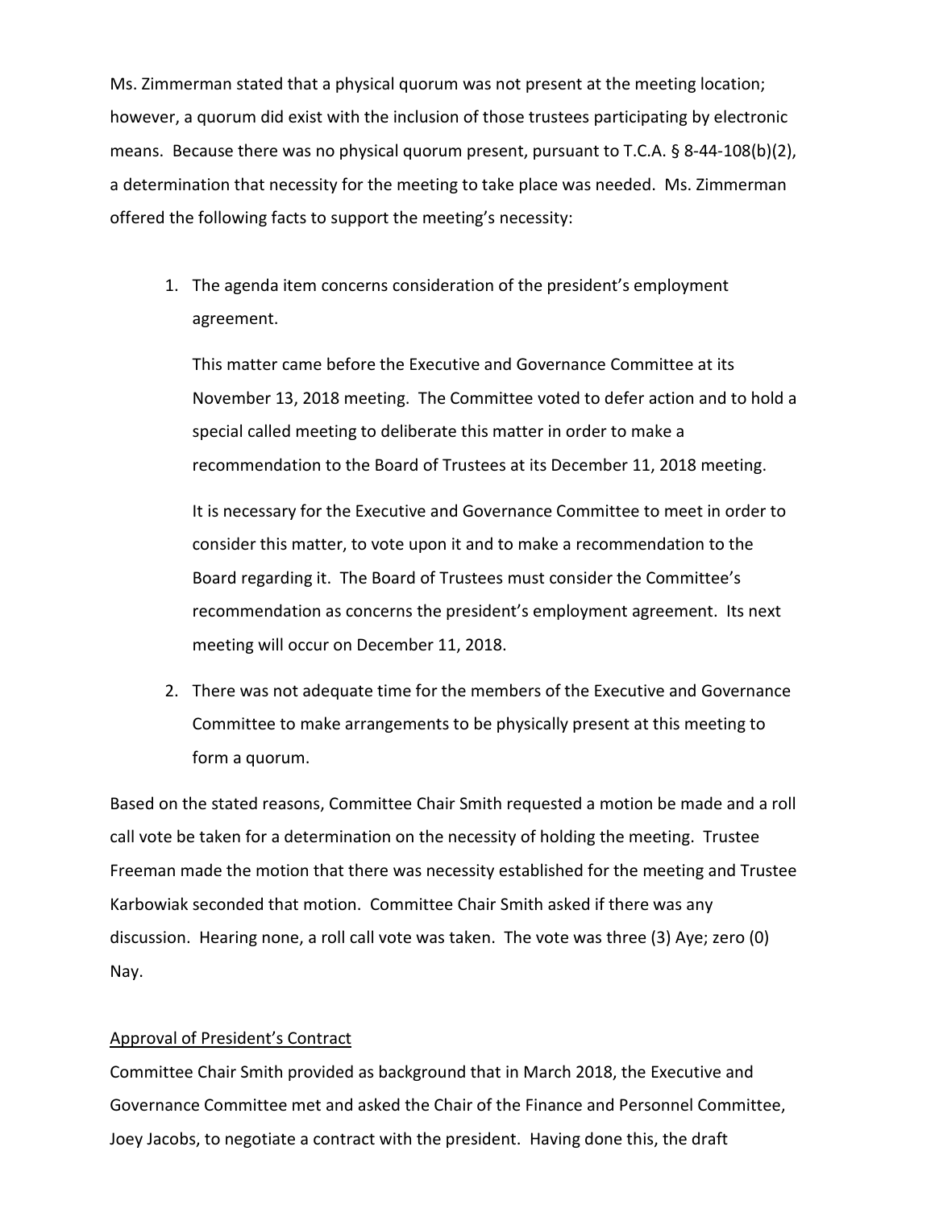Ms. Zimmerman stated that a physical quorum was not present at the meeting location; however, a quorum did exist with the inclusion of those trustees participating by electronic means. Because there was no physical quorum present, pursuant to T.C.A. § 8-44-108(b)(2), a determination that necessity for the meeting to take place was needed. Ms. Zimmerman offered the following facts to support the meeting's necessity:

1. The agenda item concerns consideration of the president's employment agreement.

   This matter came before the Executive and Governance Committee at its November 13, 2018 meeting. The Committee voted to defer action and to hold a special called meeting to deliberate this matter in order to make a recommendation to the Board of Trustees at its December 11, 2018 meeting.

   It is necessary for the Executive and Governance Committee to meet in order to consider this matter, to vote upon it and to make a recommendation to the Board regarding it. The Board of Trustees must consider the Committee's recommendation as concerns the president's employment agreement. Its next meeting will occur on December 11, 2018.

2. There was not adequate time for the members of the Executive and Governance Committee to make arrangements to be physically present at this meeting to form a quorum.

Based on the stated reasons, Committee Chair Smith requested a motion be made and a roll call vote be taken for a determination on the necessity of holding the meeting. Trustee Freeman made the motion that there was necessity established for the meeting and Trustee Karbowiak seconded that motion. Committee Chair Smith asked if there was any discussion. Hearing none, a roll call vote was taken. The vote was three (3) Aye; zero (0) Nay.

<u>Approval of President's Contract</u>

Committee Chair Smith provided as background that in March 2018, the Executive and Governance Committee met and asked the Chair of the Finance and Personnel Committee, Joey Jacobs, to negotiate a contract with the president. Having done this, the draft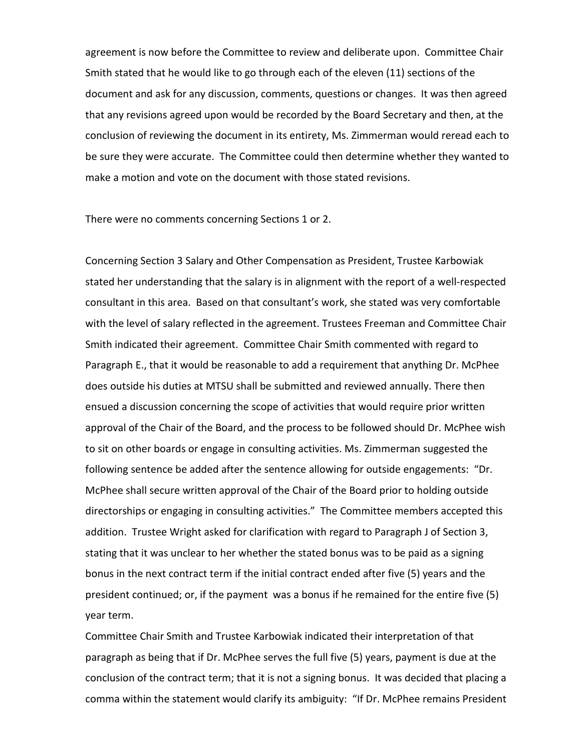agreement is now before the Committee to review and deliberate upon. Committee Chair Smith stated that he would like to go through each of the eleven (11) sections of the document and ask for any discussion, comments, questions or changes. It was then agreed that any revisions agreed upon would be recorded by the Board Secretary and then, at the conclusion of reviewing the document in its entirety, Ms. Zimmerman would reread each to be sure they were accurate. The Committee could then determine whether they wanted to make a motion and vote on the document with those stated revisions.

There were no comments concerning Sections 1 or 2.

Concerning Section 3 Salary and Other Compensation as President, Trustee Karbowiak stated her understanding that the salary is in alignment with the report of a well-respected consultant in this area. Based on that consultant's work, she stated was very comfortable with the level of salary reflected in the agreement. Trustees Freeman and Committee Chair Smith indicated their agreement. Committee Chair Smith commented with regard to Paragraph E., that it would be reasonable to add a requirement that anything Dr. McPhee does outside his duties at MTSU shall be submitted and reviewed annually. There then ensued a discussion concerning the scope of activities that would require prior written approval of the Chair of the Board, and the process to be followed should Dr. McPhee wish to sit on other boards or engage in consulting activities. Ms. Zimmerman suggested the following sentence be added after the sentence allowing for outside engagements: "Dr. McPhee shall secure written approval of the Chair of the Board prior to holding outside directorships or engaging in consulting activities." The Committee members accepted this addition. Trustee Wright asked for clarification with regard to Paragraph J of Section 3, stating that it was unclear to her whether the stated bonus was to be paid as a signing bonus in the next contract term if the initial contract ended after five (5) years and the president continued; or, if the payment was a bonus if he remained for the entire five (5) year term.

Committee Chair Smith and Trustee Karbowiak indicated their interpretation of that paragraph as being that if Dr. McPhee serves the full five (5) years, payment is due at the conclusion of the contract term; that it is not a signing bonus. It was decided that placing a comma within the statement would clarify its ambiguity: "If Dr. McPhee remains President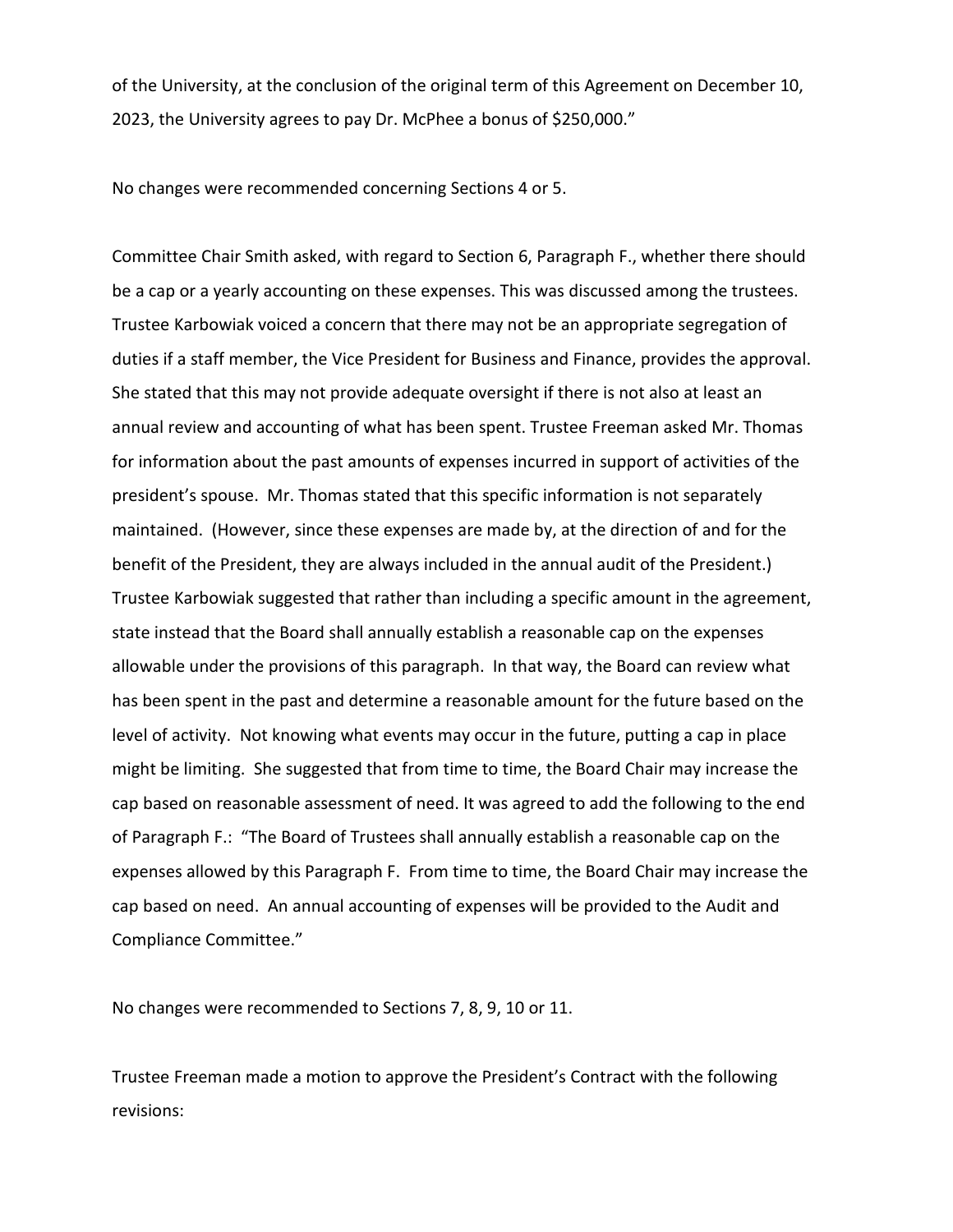of the University, at the conclusion of the original term of this Agreement on December 10, 2023, the University agrees to pay Dr. McPhee a bonus of $250,000."

No changes were recommended concerning Sections 4 or 5.

Committee Chair Smith asked, with regard to Section 6, Paragraph F., whether there should be a cap or a yearly accounting on these expenses. This was discussed among the trustees. Trustee Karbowiak voiced a concern that there may not be an appropriate segregation of duties if a staff member, the Vice President for Business and Finance, provides the approval. She stated that this may not provide adequate oversight if there is not also at least an annual review and accounting of what has been spent. Trustee Freeman asked Mr. Thomas for information about the past amounts of expenses incurred in support of activities of the president's spouse. Mr. Thomas stated that this specific information is not separately maintained. (However, since these expenses are made by, at the direction of and for the benefit of the President, they are always included in the annual audit of the President.) Trustee Karbowiak suggested that rather than including a specific amount in the agreement, state instead that the Board shall annually establish a reasonable cap on the expenses allowable under the provisions of this paragraph. In that way, the Board can review what has been spent in the past and determine a reasonable amount for the future based on the level of activity. Not knowing what events may occur in the future, putting a cap in place might be limiting. She suggested that from time to time, the Board Chair may increase the cap based on reasonable assessment of need. It was agreed to add the following to the end of Paragraph F.: "The Board of Trustees shall annually establish a reasonable cap on the expenses allowed by this Paragraph F. From time to time, the Board Chair may increase the cap based on need. An annual accounting of expenses will be provided to the Audit and Compliance Committee."

No changes were recommended to Sections 7, 8, 9, 10 or 11.

Trustee Freeman made a motion to approve the President's Contract with the following revisions: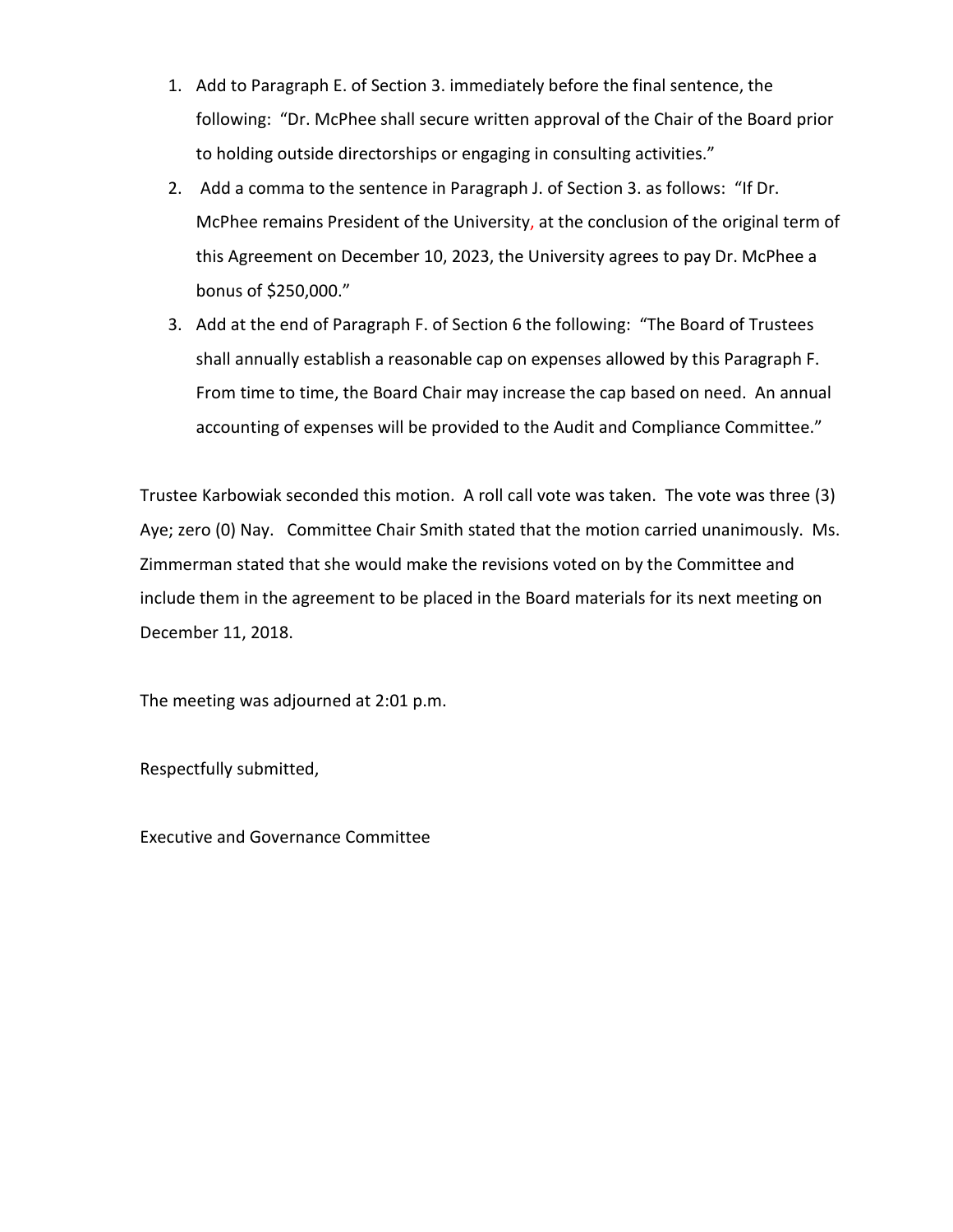1. Add to Paragraph E. of Section 3. immediately before the final sentence, the following: "Dr. McPhee shall secure written approval of the Chair of the Board prior to holding outside directorships or engaging in consulting activities."
2. Add a comma to the sentence in Paragraph J. of Section 3. as follows: "If Dr. McPhee remains President of the University, at the conclusion of the original term of this Agreement on December 10, 2023, the University agrees to pay Dr. McPhee a bonus of $250,000."
3. Add at the end of Paragraph F. of Section 6 the following: "The Board of Trustees shall annually establish a reasonable cap on expenses allowed by this Paragraph F. From time to time, the Board Chair may increase the cap based on need. An annual accounting of expenses will be provided to the Audit and Compliance Committee."

Trustee Karbowiak seconded this motion. A roll call vote was taken. The vote was three (3) Aye; zero (0) Nay. Committee Chair Smith stated that the motion carried unanimously. Ms. Zimmerman stated that she would make the revisions voted on by the Committee and include them in the agreement to be placed in the Board materials for its next meeting on December 11, 2018.

The meeting was adjourned at 2:01 p.m.

Respectfully submitted,

Executive and Governance Committee